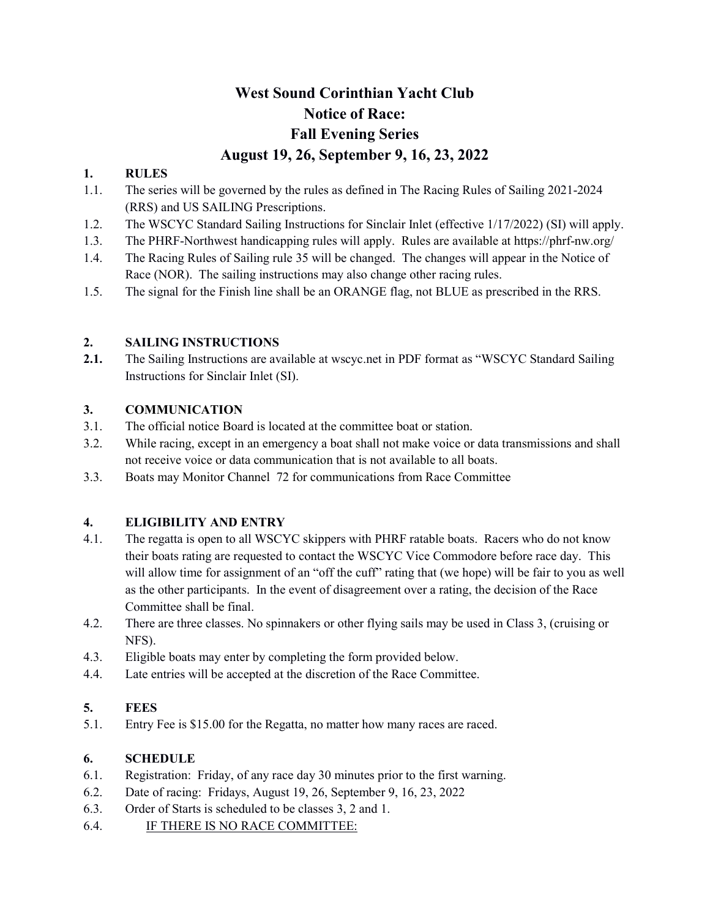# West Sound Corinthian Yacht Club
# Notice of Race:
# Fall Evening Series
# August 19, 26, September 9, 16, 23, 2022

## 1. RULES

1.1. The series will be governed by the rules as defined in The Racing Rules of Sailing 2021-2024 (RRS) and US SAILING Prescriptions.

1.2. The WSCYC Standard Sailing Instructions for Sinclair Inlet (effective 1/17/2022) (SI) will apply.

1.3. The PHRF-Northwest handicapping rules will apply. Rules are available at https://phrf-nw.org/

1.4. The Racing Rules of Sailing rule 35 will be changed. The changes will appear in the Notice of Race (NOR). The sailing instructions may also change other racing rules.

1.5. The signal for the Finish line shall be an ORANGE flag, not BLUE as prescribed in the RRS.

## 2. SAILING INSTRUCTIONS

**2.1.** The Sailing Instructions are available at wscyc.net in PDF format as "WSCYC Standard Sailing Instructions for Sinclair Inlet (SI).

## 3. COMMUNICATION

3.1. The official notice Board is located at the committee boat or station.

3.2. While racing, except in an emergency a boat shall not make voice or data transmissions and shall not receive voice or data communication that is not available to all boats.

3.3. Boats may Monitor Channel 72 for communications from Race Committee

## 4. ELIGIBILITY AND ENTRY

4.1. The regatta is open to all WSCYC skippers with PHRF ratable boats. Racers who do not know their boats rating are requested to contact the WSCYC Vice Commodore before race day. This will allow time for assignment of an "off the cuff" rating that (we hope) will be fair to you as well as the other participants. In the event of disagreement over a rating, the decision of the Race Committee shall be final.

4.2. There are three classes. No spinnakers or other flying sails may be used in Class 3, (cruising or NFS).

4.3. Eligible boats may enter by completing the form provided below.

4.4. Late entries will be accepted at the discretion of the Race Committee.

## 5. FEES

5.1. Entry Fee is $15.00 for the Regatta, no matter how many races are raced.

## 6. SCHEDULE

6.1. Registration: Friday, of any race day 30 minutes prior to the first warning.

6.2. Date of racing: Fridays, August 19, 26, September 9, 16, 23, 2022

6.3. Order of Starts is scheduled to be classes 3, 2 and 1.

6.4. <u>IF THERE IS NO RACE COMMITTEE:</u>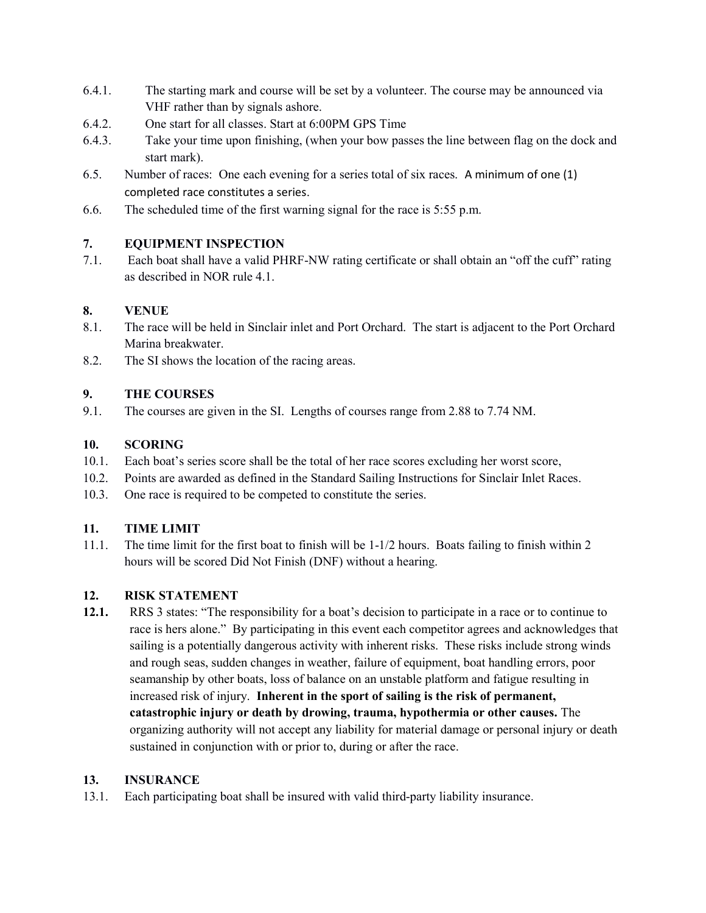6.4.1. The starting mark and course will be set by a volunteer. The course may be announced via VHF rather than by signals ashore.

6.4.2. One start for all classes. Start at 6:00PM GPS Time

6.4.3. Take your time upon finishing, (when your bow passes the line between flag on the dock and start mark).

6.5. Number of races: One each evening for a series total of six races. A minimum of one (1) completed race constitutes a series.

6.6. The scheduled time of the first warning signal for the race is 5:55 p.m.

## 7. EQUIPMENT INSPECTION

7.1. Each boat shall have a valid PHRF-NW rating certificate or shall obtain an "off the cuff" rating as described in NOR rule 4.1.

## 8. VENUE

8.1. The race will be held in Sinclair inlet and Port Orchard. The start is adjacent to the Port Orchard Marina breakwater.

8.2. The SI shows the location of the racing areas.

## 9. THE COURSES

9.1. The courses are given in the SI. Lengths of courses range from 2.88 to 7.74 NM.

## 10. SCORING

10.1. Each boat's series score shall be the total of her race scores excluding her worst score,

10.2. Points are awarded as defined in the Standard Sailing Instructions for Sinclair Inlet Races.

10.3. One race is required to be competed to constitute the series.

## 11. TIME LIMIT

11.1. The time limit for the first boat to finish will be 1-1/2 hours. Boats failing to finish within 2 hours will be scored Did Not Finish (DNF) without a hearing.

## 12. RISK STATEMENT

**12.1.** RRS 3 states: "The responsibility for a boat's decision to participate in a race or to continue to race is hers alone." By participating in this event each competitor agrees and acknowledges that sailing is a potentially dangerous activity with inherent risks. These risks include strong winds and rough seas, sudden changes in weather, failure of equipment, boat handling errors, poor seamanship by other boats, loss of balance on an unstable platform and fatigue resulting in increased risk of injury. **Inherent in the sport of sailing is the risk of permanent, catastrophic injury or death by drowing, trauma, hypothermia or other causes.** The organizing authority will not accept any liability for material damage or personal injury or death sustained in conjunction with or prior to, during or after the race.

## 13. INSURANCE

13.1. Each participating boat shall be insured with valid third-party liability insurance.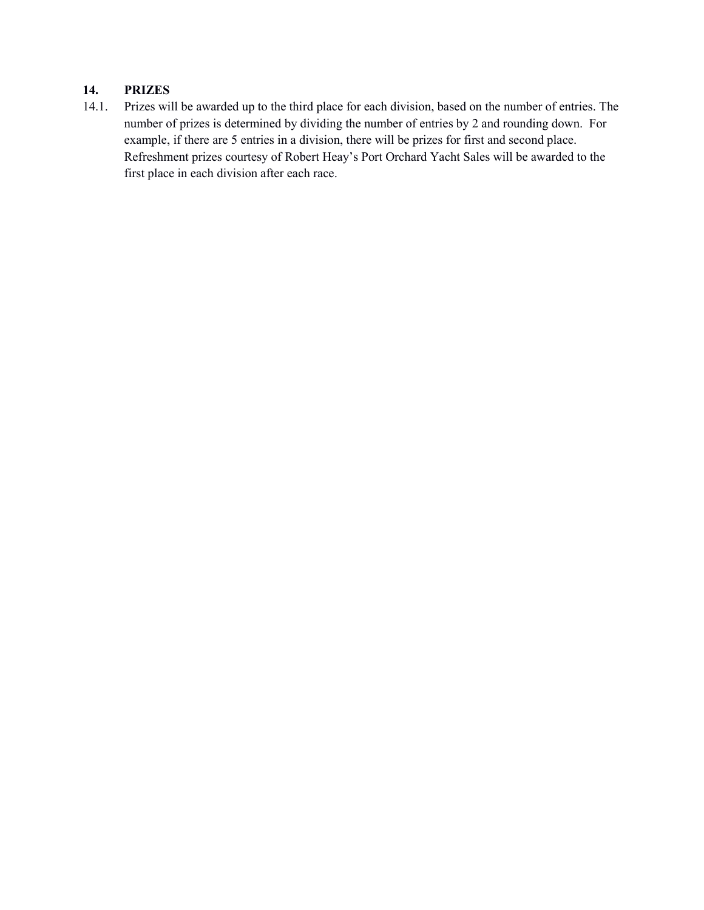## 14. PRIZES

14.1. Prizes will be awarded up to the third place for each division, based on the number of entries. The number of prizes is determined by dividing the number of entries by 2 and rounding down. For example, if there are 5 entries in a division, there will be prizes for first and second place. Refreshment prizes courtesy of Robert Heay's Port Orchard Yacht Sales will be awarded to the first place in each division after each race.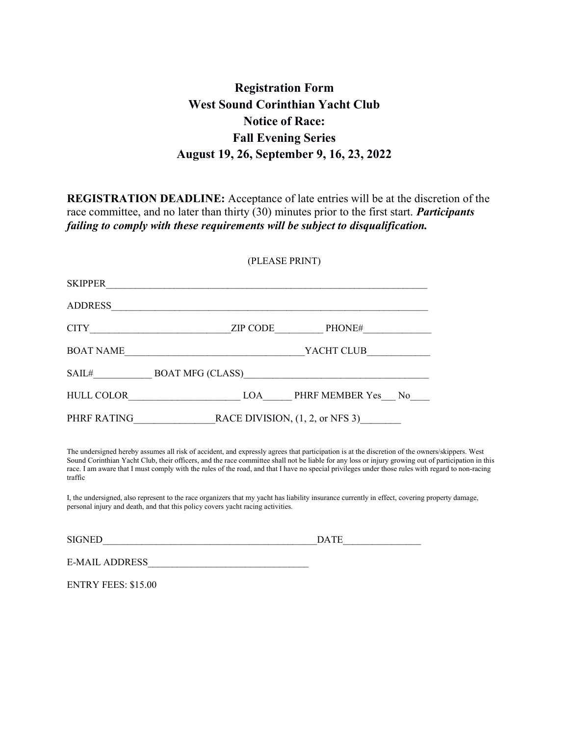# Registration Form
# West Sound Corinthian Yacht Club
# Notice of Race:
# Fall Evening Series
# August 19, 26, September 9, 16, 23, 2022

**REGISTRATION DEADLINE:** Acceptance of late entries will be at the discretion of the race committee, and no later than thirty (30) minutes prior to the first start. ***Participants failing to comply with these requirements will be subject to disqualification.***

(PLEASE PRINT)

SKIPPER_______________________________________________________________

ADDRESS_______________________________________________________________

CITY___________________________ZIP CODE_________ PHONE#_____________

BOAT NAME___________________________________YACHT CLUB____________

SAIL#___________ BOAT MFG (CLASS)____________________________________

HULL COLOR______________________ LOA______ PHRF MEMBER Yes___ No____

PHRF RATING_______________RACE DIVISION, (1, 2, or NFS 3)________

The undersigned hereby assumes all risk of accident, and expressly agrees that participation is at the discretion of the owners/skippers. West Sound Corinthian Yacht Club, their officers, and the race committee shall not be liable for any loss or injury growing out of participation in this race. I am aware that I must comply with the rules of the road, and that I have no special privileges under those rules with regard to non-racing traffic

I, the undersigned, also represent to the race organizers that my yacht has liability insurance currently in effect, covering property damage, personal injury and death, and that this policy covers yacht racing activities.

SIGNED____________________________________________DATE________________

E-MAIL ADDRESS________________________________

ENTRY FEES: $15.00